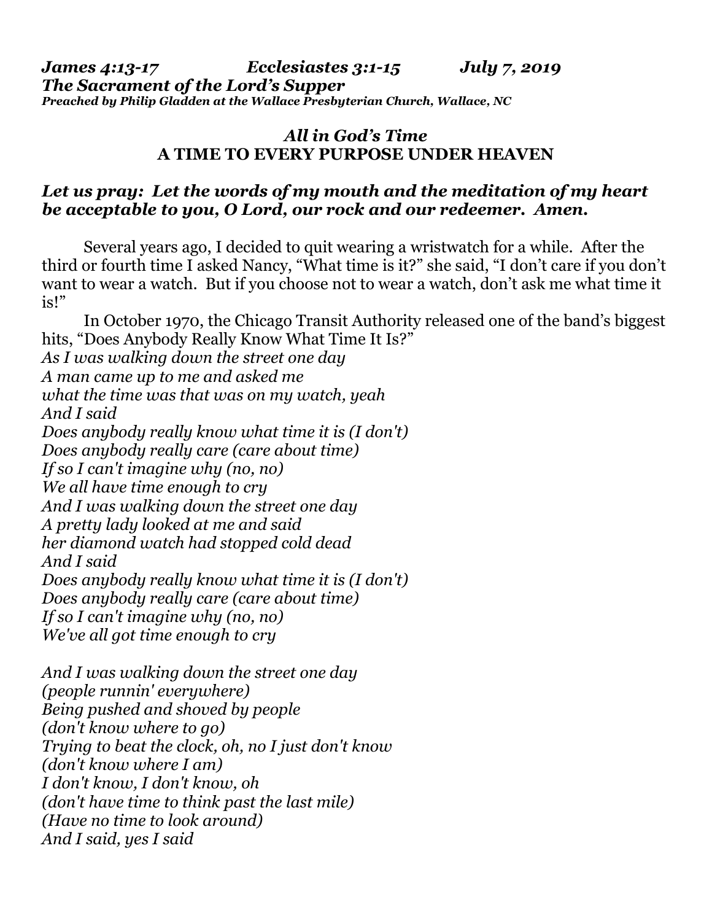***James 4:13-17 Ecclesiastes 3:1-15 July 7, 2019***
***The Sacrament of the Lord's Supper***
***Preached by Philip Gladden at the Wallace Presbyterian Church, Wallace, NC***

## *All in God's Time*
## A TIME TO EVERY PURPOSE UNDER HEAVEN

***Let us pray: Let the words of my mouth and the meditation of my heart be acceptable to you, O Lord, our rock and our redeemer. Amen.***

Several years ago, I decided to quit wearing a wristwatch for a while. After the third or fourth time I asked Nancy, "What time is it?" she said, "I don't care if you don't want to wear a watch. But if you choose not to wear a watch, don't ask me what time it is!"

In October 1970, the Chicago Transit Authority released one of the band's biggest hits, "Does Anybody Really Know What Time It Is?"

*As I was walking down the street one day*
*A man came up to me and asked me*
*what the time was that was on my watch, yeah*
*And I said*
*Does anybody really know what time it is (I don't)*
*Does anybody really care (care about time)*
*If so I can't imagine why (no, no)*
*We all have time enough to cry*
*And I was walking down the street one day*
*A pretty lady looked at me and said*
*her diamond watch had stopped cold dead*
*And I said*
*Does anybody really know what time it is (I don't)*
*Does anybody really care (care about time)*
*If so I can't imagine why (no, no)*
*We've all got time enough to cry*

*And I was walking down the street one day*
*(people runnin' everywhere)*
*Being pushed and shoved by people*
*(don't know where to go)*
*Trying to beat the clock, oh, no I just don't know*
*(don't know where I am)*
*I don't know, I don't know, oh*
*(don't have time to think past the last mile)*
*(Have no time to look around)*
*And I said, yes I said*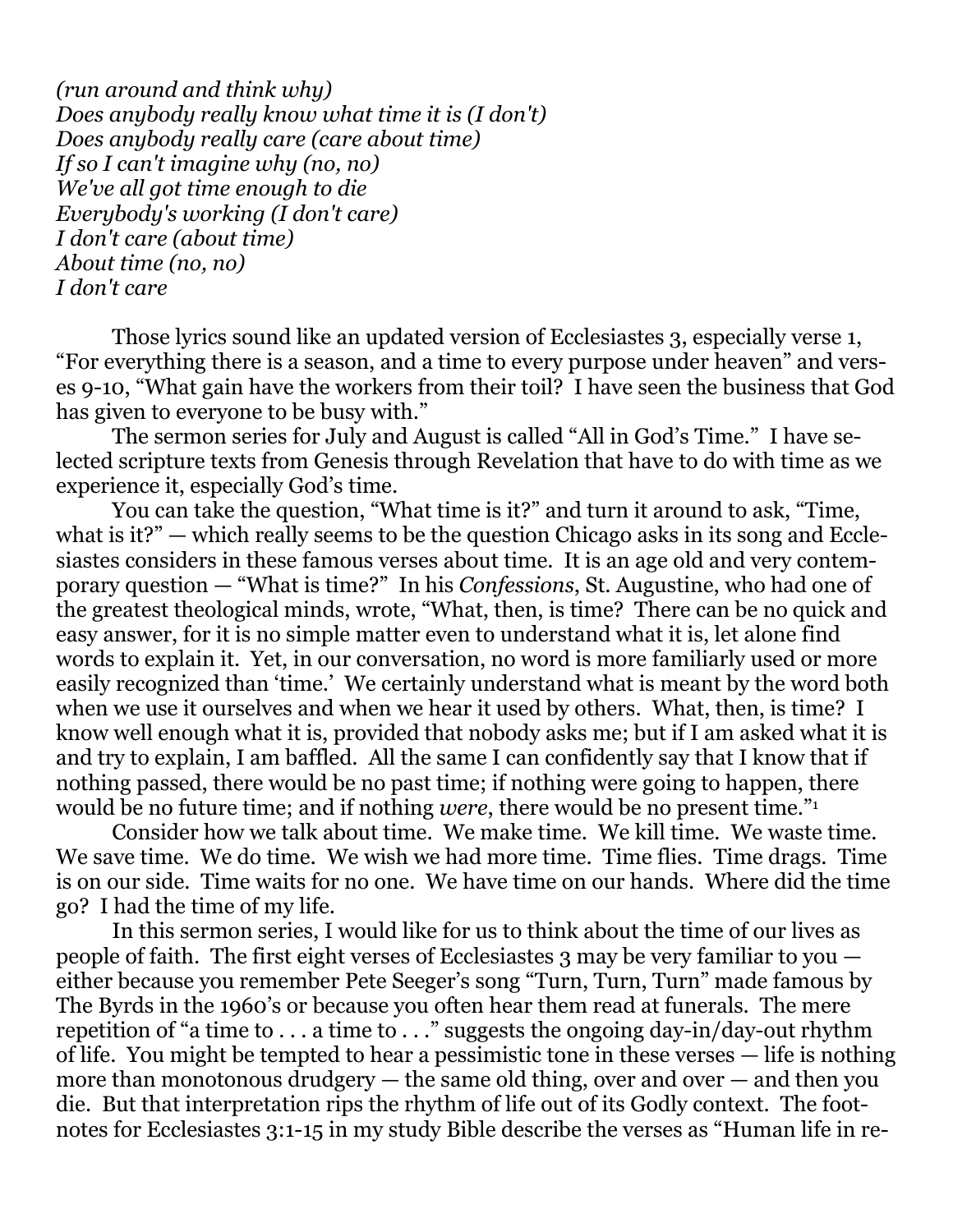*(run around and think why)*
*Does anybody really know what time it is (I don't)*
*Does anybody really care (care about time)*
*If so I can't imagine why (no, no)*
*We've all got time enough to die*
*Everybody's working (I don't care)*
*I don't care (about time)*
*About time (no, no)*
*I don't care*

Those lyrics sound like an updated version of Ecclesiastes 3, especially verse 1, "For everything there is a season, and a time to every purpose under heaven" and verses 9-10, "What gain have the workers from their toil? I have seen the business that God has given to everyone to be busy with."

The sermon series for July and August is called "All in God's Time." I have selected scripture texts from Genesis through Revelation that have to do with time as we experience it, especially God's time.

You can take the question, "What time is it?" and turn it around to ask, "Time, what is it?" — which really seems to be the question Chicago asks in its song and Ecclesiastes considers in these famous verses about time. It is an age old and very contemporary question — "What is time?" In his *Confessions*, St. Augustine, who had one of the greatest theological minds, wrote, "What, then, is time? There can be no quick and easy answer, for it is no simple matter even to understand what it is, let alone find words to explain it. Yet, in our conversation, no word is more familiarly used or more easily recognized than 'time.' We certainly understand what is meant by the word both when we use it ourselves and when we hear it used by others. What, then, is time? I know well enough what it is, provided that nobody asks me; but if I am asked what it is and try to explain, I am baffled. All the same I can confidently say that I know that if nothing passed, there would be no past time; if nothing were going to happen, there would be no future time; and if nothing *were*, there would be no present time."[1]

Consider how we talk about time. We make time. We kill time. We waste time. We save time. We do time. We wish we had more time. Time flies. Time drags. Time is on our side. Time waits for no one. We have time on our hands. Where did the time go? I had the time of my life.

In this sermon series, I would like for us to think about the time of our lives as people of faith. The first eight verses of Ecclesiastes 3 may be very familiar to you — either because you remember Pete Seeger's song "Turn, Turn, Turn" made famous by The Byrds in the 1960's or because you often hear them read at funerals. The mere repetition of "a time to . . . a time to . . ." suggests the ongoing day-in/day-out rhythm of life. You might be tempted to hear a pessimistic tone in these verses — life is nothing more than monotonous drudgery — the same old thing, over and over — and then you die. But that interpretation rips the rhythm of life out of its Godly context. The footnotes for Ecclesiastes 3:1-15 in my study Bible describe the verses as "Human life in re-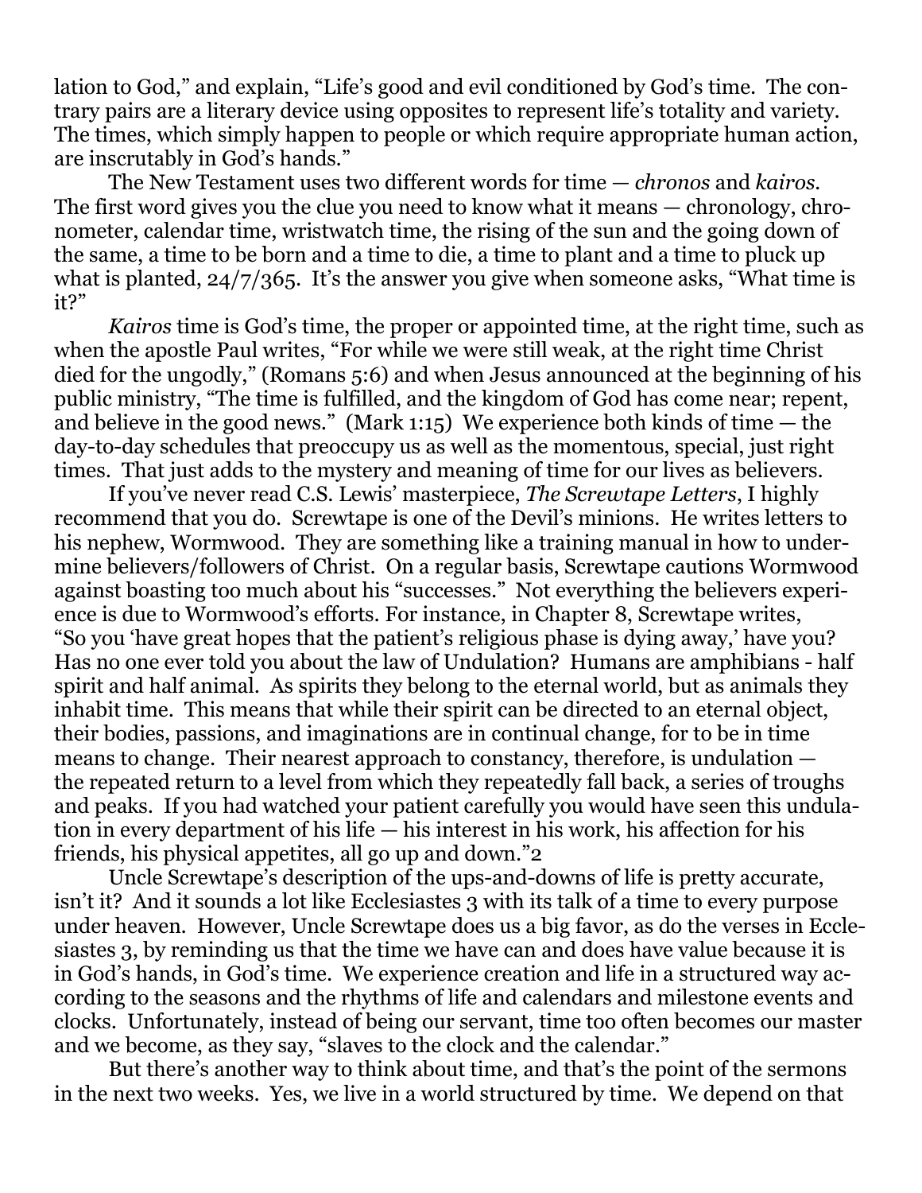lation to God," and explain, "Life's good and evil conditioned by God's time. The contrary pairs are a literary device using opposites to represent life's totality and variety. The times, which simply happen to people or which require appropriate human action, are inscrutably in God's hands."

The New Testament uses two different words for time — *chronos* and *kairos*. The first word gives you the clue you need to know what it means — chronology, chronometer, calendar time, wristwatch time, the rising of the sun and the going down of the same, a time to be born and a time to die, a time to plant and a time to pluck up what is planted, 24/7/365. It's the answer you give when someone asks, "What time is it?"

*Kairos* time is God's time, the proper or appointed time, at the right time, such as when the apostle Paul writes, "For while we were still weak, at the right time Christ died for the ungodly," (Romans 5:6) and when Jesus announced at the beginning of his public ministry, "The time is fulfilled, and the kingdom of God has come near; repent, and believe in the good news." (Mark 1:15) We experience both kinds of time — the day-to-day schedules that preoccupy us as well as the momentous, special, just right times. That just adds to the mystery and meaning of time for our lives as believers.

If you've never read C.S. Lewis' masterpiece, *The Screwtape Letters*, I highly recommend that you do. Screwtape is one of the Devil's minions. He writes letters to his nephew, Wormwood. They are something like a training manual in how to undermine believers/followers of Christ. On a regular basis, Screwtape cautions Wormwood against boasting too much about his "successes." Not everything the believers experience is due to Wormwood's efforts. For instance, in Chapter 8, Screwtape writes, "So you 'have great hopes that the patient's religious phase is dying away,' have you? Has no one ever told you about the law of Undulation? Humans are amphibians - half spirit and half animal. As spirits they belong to the eternal world, but as animals they inhabit time. This means that while their spirit can be directed to an eternal object, their bodies, passions, and imaginations are in continual change, for to be in time means to change. Their nearest approach to constancy, therefore, is undulation — the repeated return to a level from which they repeatedly fall back, a series of troughs and peaks. If you had watched your patient carefully you would have seen this undulation in every department of his life — his interest in his work, his affection for his friends, his physical appetites, all go up and down."[2]

Uncle Screwtape's description of the ups-and-downs of life is pretty accurate, isn't it? And it sounds a lot like Ecclesiastes 3 with its talk of a time to every purpose under heaven. However, Uncle Screwtape does us a big favor, as do the verses in Ecclesiastes 3, by reminding us that the time we have can and does have value because it is in God's hands, in God's time. We experience creation and life in a structured way according to the seasons and the rhythms of life and calendars and milestone events and clocks. Unfortunately, instead of being our servant, time too often becomes our master and we become, as they say, "slaves to the clock and the calendar."

But there's another way to think about time, and that's the point of the sermons in the next two weeks. Yes, we live in a world structured by time. We depend on that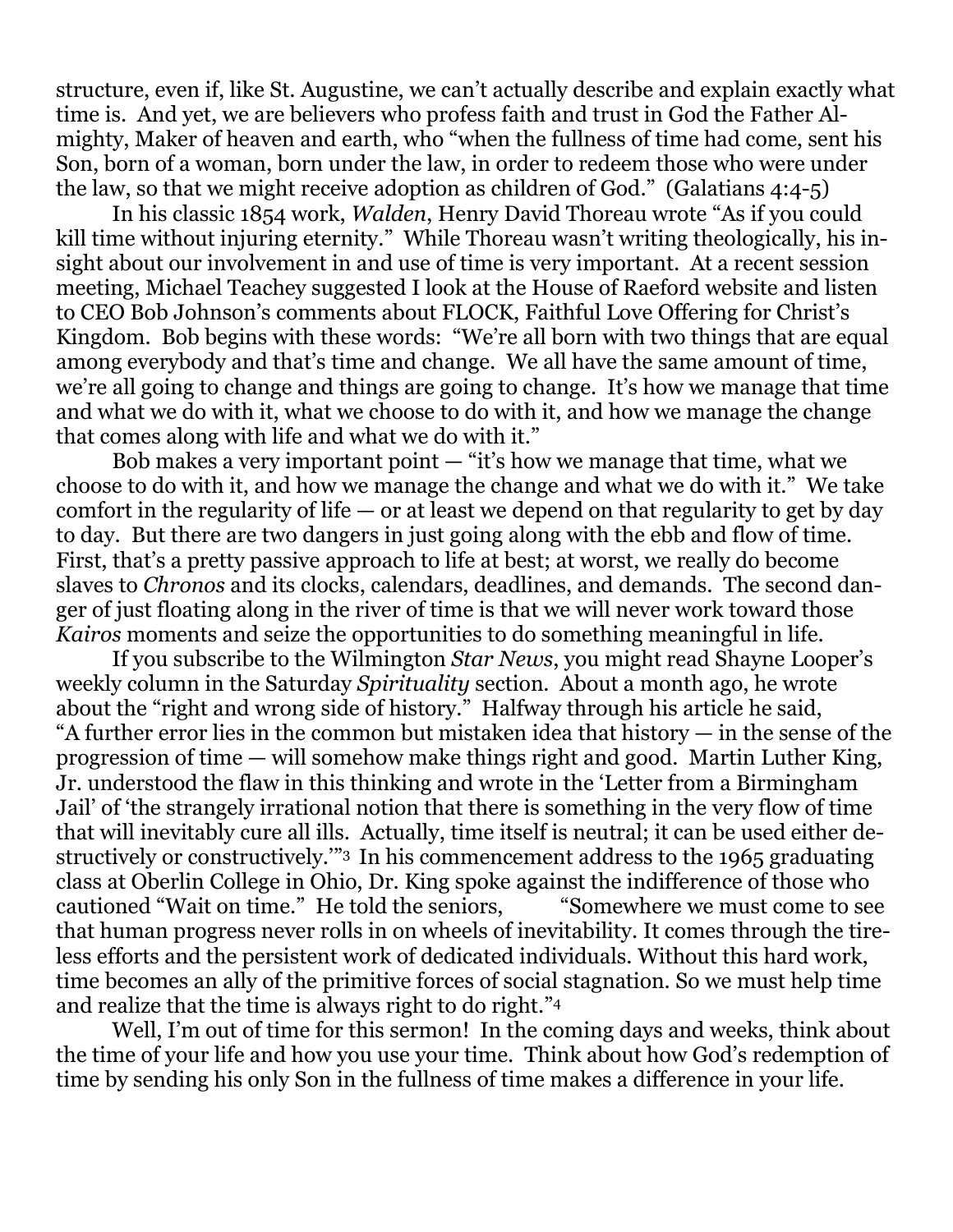structure, even if, like St. Augustine, we can't actually describe and explain exactly what time is. And yet, we are believers who profess faith and trust in God the Father Almighty, Maker of heaven and earth, who "when the fullness of time had come, sent his Son, born of a woman, born under the law, in order to redeem those who were under the law, so that we might receive adoption as children of God." (Galatians 4:4-5)

In his classic 1854 work, *Walden*, Henry David Thoreau wrote "As if you could kill time without injuring eternity." While Thoreau wasn't writing theologically, his insight about our involvement in and use of time is very important. At a recent session meeting, Michael Teachey suggested I look at the House of Raeford website and listen to CEO Bob Johnson's comments about FLOCK, Faithful Love Offering for Christ's Kingdom. Bob begins with these words: "We're all born with two things that are equal among everybody and that's time and change. We all have the same amount of time, we're all going to change and things are going to change. It's how we manage that time and what we do with it, what we choose to do with it, and how we manage the change that comes along with life and what we do with it."

Bob makes a very important point — "it's how we manage that time, what we choose to do with it, and how we manage the change and what we do with it." We take comfort in the regularity of life — or at least we depend on that regularity to get by day to day. But there are two dangers in just going along with the ebb and flow of time. First, that's a pretty passive approach to life at best; at worst, we really do become slaves to *Chronos* and its clocks, calendars, deadlines, and demands. The second danger of just floating along in the river of time is that we will never work toward those *Kairos* moments and seize the opportunities to do something meaningful in life.

If you subscribe to the Wilmington *Star News*, you might read Shayne Looper's weekly column in the Saturday *Spirituality* section. About a month ago, he wrote about the "right and wrong side of history." Halfway through his article he said, "A further error lies in the common but mistaken idea that history — in the sense of the progression of time — will somehow make things right and good. Martin Luther King, Jr. understood the flaw in this thinking and wrote in the 'Letter from a Birmingham Jail' of 'the strangely irrational notion that there is something in the very flow of time that will inevitably cure all ills. Actually, time itself is neutral; it can be used either destructively or constructively.'"[3] In his commencement address to the 1965 graduating class at Oberlin College in Ohio, Dr. King spoke against the indifference of those who cautioned "Wait on time." He told the seniors, "Somewhere we must come to see that human progress never rolls in on wheels of inevitability. It comes through the tireless efforts and the persistent work of dedicated individuals. Without this hard work, time becomes an ally of the primitive forces of social stagnation. So we must help time and realize that the time is always right to do right."[4]

Well, I'm out of time for this sermon! In the coming days and weeks, think about the time of your life and how you use your time. Think about how God's redemption of time by sending his only Son in the fullness of time makes a difference in your life.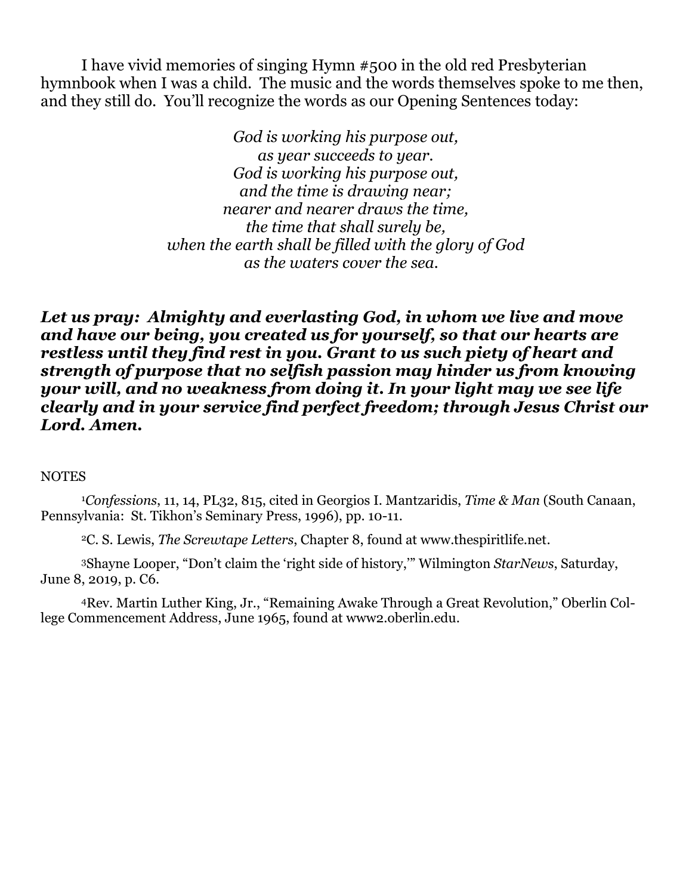I have vivid memories of singing Hymn #500 in the old red Presbyterian hymnbook when I was a child. The music and the words themselves spoke to me then, and they still do. You'll recognize the words as our Opening Sentences today:

*God is working his purpose out,*
*as year succeeds to year.*
*God is working his purpose out,*
*and the time is drawing near;*
*nearer and nearer draws the time,*
*the time that shall surely be,*
*when the earth shall be filled with the glory of God*
*as the waters cover the sea.*

***Let us pray: Almighty and everlasting God, in whom we live and move and have our being, you created us for yourself, so that our hearts are restless until they find rest in you. Grant to us such piety of heart and strength of purpose that no selfish passion may hinder us from knowing your will, and no weakness from doing it. In your light may we see life clearly and in your service find perfect freedom; through Jesus Christ our Lord. Amen.***

NOTES

[1]*Confessions*, 11, 14, PL32, 815, cited in Georgios I. Mantzaridis, *Time & Man* (South Canaan, Pennsylvania: St. Tikhon's Seminary Press, 1996), pp. 10-11.

[2]C. S. Lewis, *The Screwtape Letters*, Chapter 8, found at www.thespiritlife.net.

[3]Shayne Looper, "Don't claim the 'right side of history,'" Wilmington *StarNews*, Saturday, June 8, 2019, p. C6.

[4]Rev. Martin Luther King, Jr., "Remaining Awake Through a Great Revolution," Oberlin College Commencement Address, June 1965, found at www2.oberlin.edu.